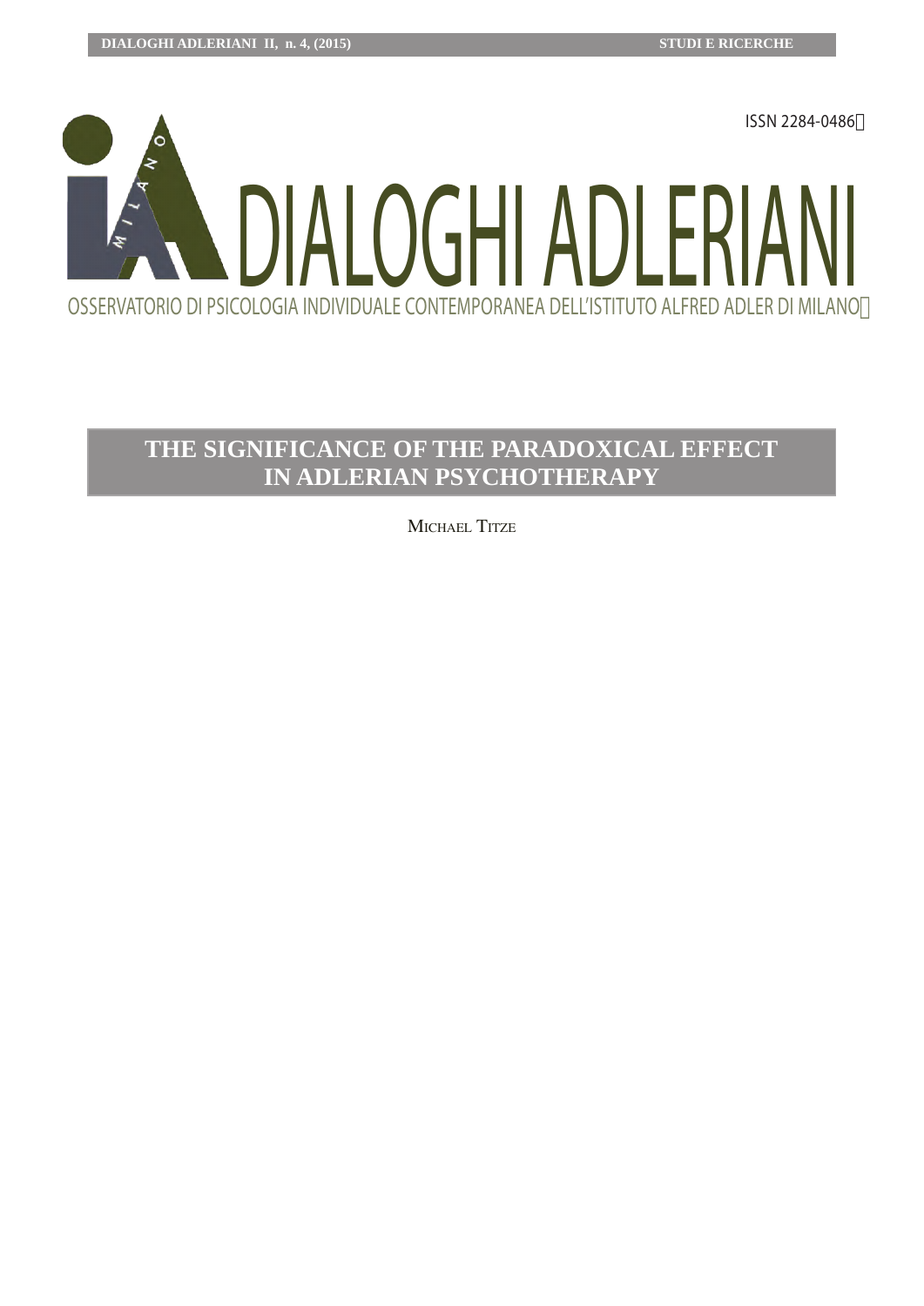ISSN 2284-0486

# DIALOGHI ADLERIANI

OSSERVATORIO DI PSICOLOGIA INDIVIDUALE CONTEMPORANEA DELL'ISTITUTO ALFRED ADLER DI MILANO

## THE SIGNIFICANCE OF THE PARADOXICAL EFFECT IN ADLERIAN PSYCHOTHERAPY

MICHAEL TITZE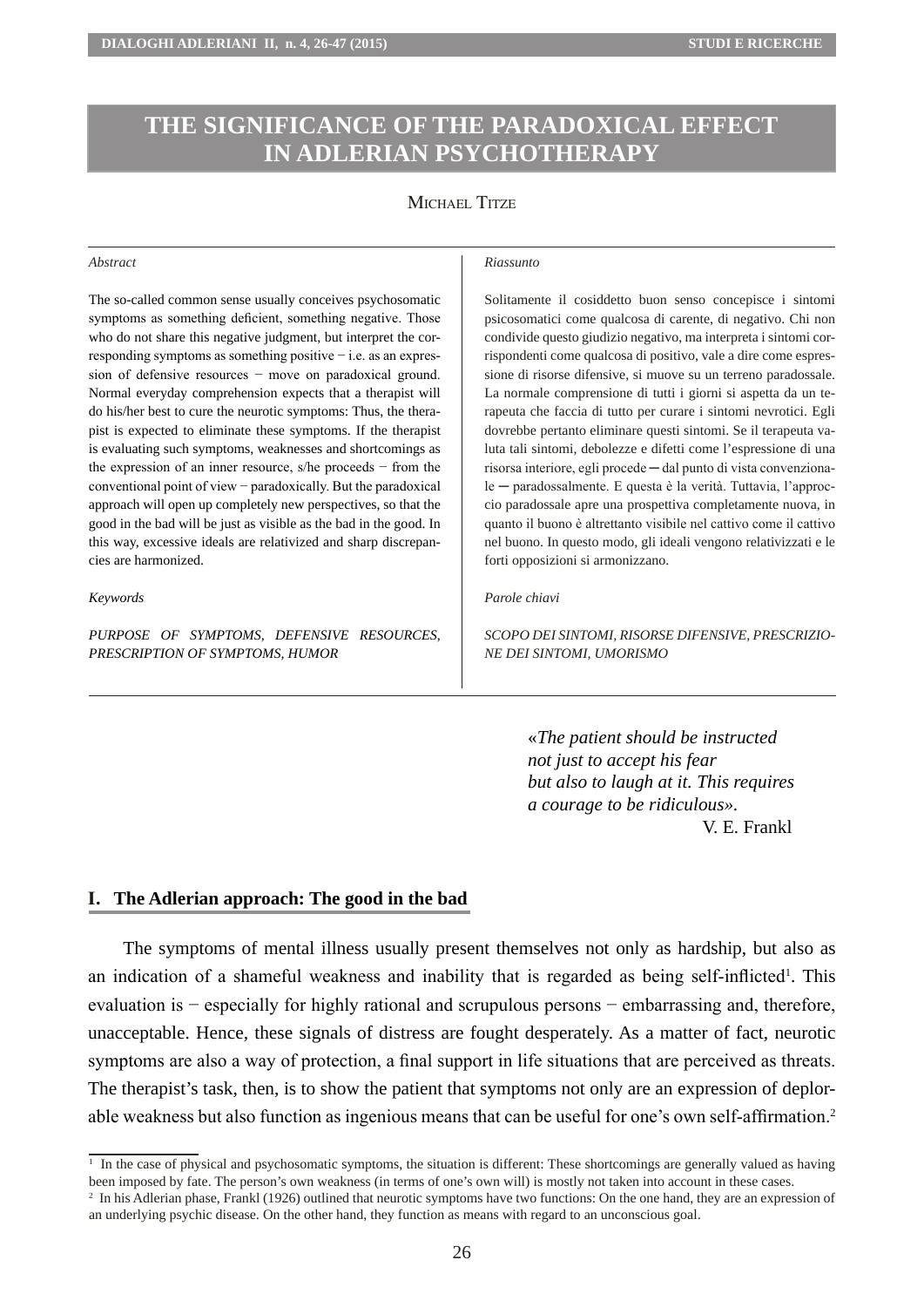# THE SIGNIFICANCE OF THE PARADOXICAL EFFECT IN ADLERIAN PSYCHOTHERAPY

Michael Titze

*Abstract*

The so-called common sense usually conceives psychosomatic symptoms as something deficient, something negative. Those who do not share this negative judgment, but interpret the corresponding symptoms as something positive − i.e. as an expression of defensive resources − move on paradoxical ground. Normal everyday comprehension expects that a therapist will do his/her best to cure the neurotic symptoms: Thus, the therapist is expected to eliminate these symptoms. If the therapist is evaluating such symptoms, weaknesses and shortcomings as the expression of an inner resource, s/he proceeds − from the conventional point of view − paradoxically. But the paradoxical approach will open up completely new perspectives, so that the good in the bad will be just as visible as the bad in the good. In this way, excessive ideals are relativized and sharp discrepancies are harmonized.

*Keywords*

*PURPOSE OF SYMPTOMS, DEFENSIVE RESOURCES, PRESCRIPTION OF SYMPTOMS, HUMOR*

*Riassunto*

Solitamente il cosiddetto buon senso concepisce i sintomi psicosomatici come qualcosa di carente, di negativo. Chi non condivide questo giudizio negativo, ma interpreta i sintomi corrispondenti come qualcosa di positivo, vale a dire come espressione di risorse difensive, si muove su un terreno paradossale. La normale comprensione di tutti i giorni si aspetta da un terapeuta che faccia di tutto per curare i sintomi nevrotici. Egli dovrebbe pertanto eliminare questi sintomi. Se il terapeuta valuta tali sintomi, debolezze e difetti come l'espressione di una risorsa interiore, egli procede ─ dal punto di vista convenzionale ─ paradossalmente. E questa è la verità. Tuttavia, l'approccio paradossale apre una prospettiva completamente nuova, in quanto il buono è altrettanto visibile nel cattivo come il cattivo nel buono. In questo modo, gli ideali vengono relativizzati e le forti opposizioni si armonizzano.

*Parole chiavi*

*SCOPO DEI SINTOMI, RISORSE DIFENSIVE, PRESCRIZIONE DEI SINTOMI, UMORISMO*

> «*The patient should be instructed not just to accept his fear but also to laugh at it. This requires a courage to be ridiculous*».
>
> V. E. Frankl

## I. The Adlerian approach: The good in the bad

The symptoms of mental illness usually present themselves not only as hardship, but also as an indication of a shameful weakness and inability that is regarded as being self-inflicted[1]. This evaluation is − especially for highly rational and scrupulous persons − embarrassing and, therefore, unacceptable. Hence, these signals of distress are fought desperately. As a matter of fact, neurotic symptoms are also a way of protection, a final support in life situations that are perceived as threats. The therapist's task, then, is to show the patient that symptoms not only are an expression of deplorable weakness but also function as ingenious means that can be useful for one's own self-affirmation.[2]

---

[1] In the case of physical and psychosomatic symptoms, the situation is different: These shortcomings are generally valued as having been imposed by fate. The person's own weakness (in terms of one's own will) is mostly not taken into account in these cases.

[2] In his Adlerian phase, Frankl (1926) outlined that neurotic symptoms have two functions: On the one hand, they are an expression of an underlying psychic disease. On the other hand, they function as means with regard to an unconscious goal.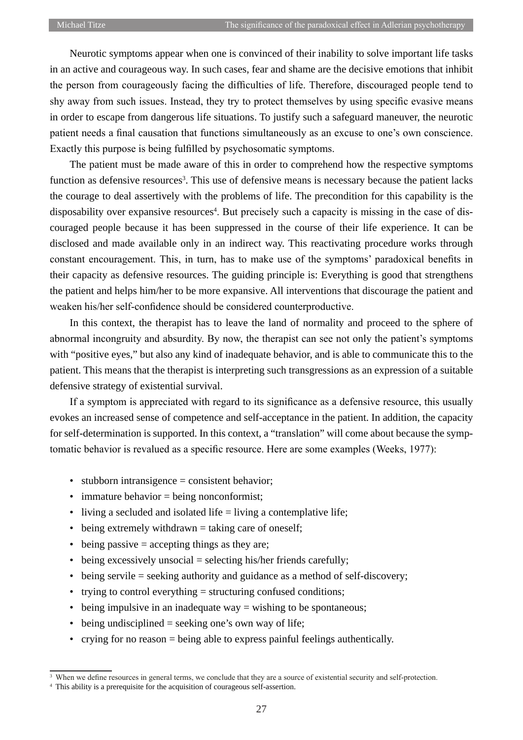Neurotic symptoms appear when one is convinced of their inability to solve important life tasks in an active and courageous way. In such cases, fear and shame are the decisive emotions that inhibit the person from courageously facing the difficulties of life. Therefore, discouraged people tend to shy away from such issues. Instead, they try to protect themselves by using specific evasive means in order to escape from dangerous life situations. To justify such a safeguard maneuver, the neurotic patient needs a final causation that functions simultaneously as an excuse to one's own conscience. Exactly this purpose is being fulfilled by psychosomatic symptoms.

The patient must be made aware of this in order to comprehend how the respective symptoms function as defensive resources[3]. This use of defensive means is necessary because the patient lacks the courage to deal assertively with the problems of life. The precondition for this capability is the disposability over expansive resources[4]. But precisely such a capacity is missing in the case of discouraged people because it has been suppressed in the course of their life experience. It can be disclosed and made available only in an indirect way. This reactivating procedure works through constant encouragement. This, in turn, has to make use of the symptoms' paradoxical benefits in their capacity as defensive resources. The guiding principle is: Everything is good that strengthens the patient and helps him/her to be more expansive. All interventions that discourage the patient and weaken his/her self-confidence should be considered counterproductive.

In this context, the therapist has to leave the land of normality and proceed to the sphere of abnormal incongruity and absurdity. By now, the therapist can see not only the patient's symptoms with "positive eyes," but also any kind of inadequate behavior, and is able to communicate this to the patient. This means that the therapist is interpreting such transgressions as an expression of a suitable defensive strategy of existential survival.

If a symptom is appreciated with regard to its significance as a defensive resource, this usually evokes an increased sense of competence and self-acceptance in the patient. In addition, the capacity for self-determination is supported. In this context, a "translation" will come about because the symptomatic behavior is revalued as a specific resource. Here are some examples (Weeks, 1977):

- stubborn intransigence = consistent behavior;
- immature behavior = being nonconformist;
- living a secluded and isolated life = living a contemplative life;
- being extremely withdrawn = taking care of oneself;
- being passive = accepting things as they are;
- being excessively unsocial = selecting his/her friends carefully;
- being servile = seeking authority and guidance as a method of self-discovery;
- trying to control everything = structuring confused conditions;
- being impulsive in an inadequate way = wishing to be spontaneous;
- being undisciplined = seeking one's own way of life;
- crying for no reason = being able to express painful feelings authentically.

---

[3] When we define resources in general terms, we conclude that they are a source of existential security and self-protection.

[4] This ability is a prerequisite for the acquisition of courageous self-assertion.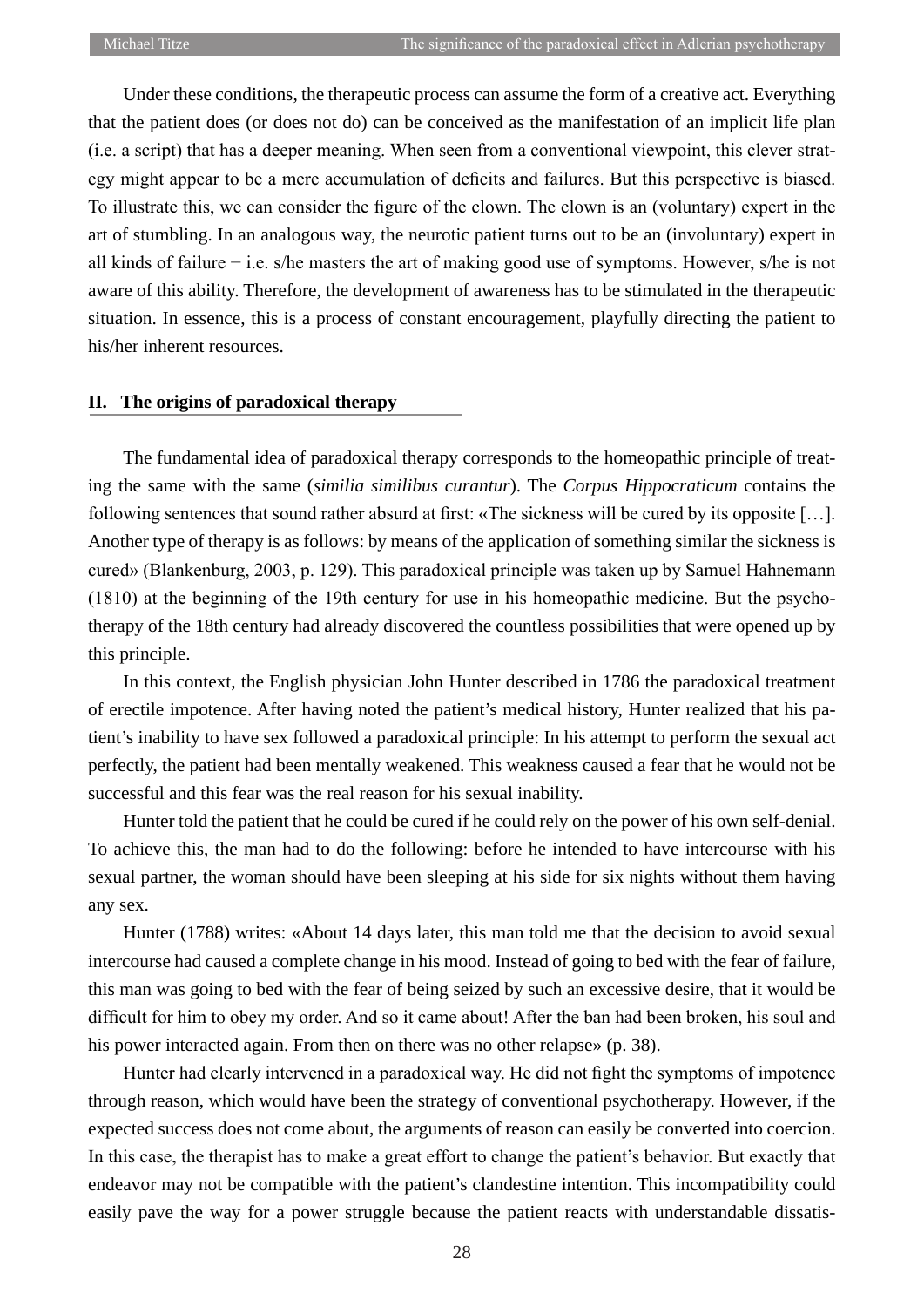Under these conditions, the therapeutic process can assume the form of a creative act. Everything that the patient does (or does not do) can be conceived as the manifestation of an implicit life plan (i.e. a script) that has a deeper meaning. When seen from a conventional viewpoint, this clever strategy might appear to be a mere accumulation of deficits and failures. But this perspective is biased. To illustrate this, we can consider the figure of the clown. The clown is an (voluntary) expert in the art of stumbling. In an analogous way, the neurotic patient turns out to be an (involuntary) expert in all kinds of failure − i.e. s/he masters the art of making good use of symptoms. However, s/he is not aware of this ability. Therefore, the development of awareness has to be stimulated in the therapeutic situation. In essence, this is a process of constant encouragement, playfully directing the patient to his/her inherent resources.

## II. The origins of paradoxical therapy

The fundamental idea of paradoxical therapy corresponds to the homeopathic principle of treating the same with the same (*similia similibus curantur*). The *Corpus Hippocraticum* contains the following sentences that sound rather absurd at first: «The sickness will be cured by its opposite […]. Another type of therapy is as follows: by means of the application of something similar the sickness is cured» (Blankenburg, 2003, p. 129). This paradoxical principle was taken up by Samuel Hahnemann (1810) at the beginning of the 19th century for use in his homeopathic medicine. But the psychotherapy of the 18th century had already discovered the countless possibilities that were opened up by this principle.

In this context, the English physician John Hunter described in 1786 the paradoxical treatment of erectile impotence. After having noted the patient's medical history, Hunter realized that his patient's inability to have sex followed a paradoxical principle: In his attempt to perform the sexual act perfectly, the patient had been mentally weakened. This weakness caused a fear that he would not be successful and this fear was the real reason for his sexual inability.

Hunter told the patient that he could be cured if he could rely on the power of his own self-denial. To achieve this, the man had to do the following: before he intended to have intercourse with his sexual partner, the woman should have been sleeping at his side for six nights without them having any sex.

Hunter (1788) writes: «About 14 days later, this man told me that the decision to avoid sexual intercourse had caused a complete change in his mood. Instead of going to bed with the fear of failure, this man was going to bed with the fear of being seized by such an excessive desire, that it would be difficult for him to obey my order. And so it came about! After the ban had been broken, his soul and his power interacted again. From then on there was no other relapse» (p. 38).

Hunter had clearly intervened in a paradoxical way. He did not fight the symptoms of impotence through reason, which would have been the strategy of conventional psychotherapy. However, if the expected success does not come about, the arguments of reason can easily be converted into coercion. In this case, the therapist has to make a great effort to change the patient's behavior. But exactly that endeavor may not be compatible with the patient's clandestine intention. This incompatibility could easily pave the way for a power struggle because the patient reacts with understandable dissatis-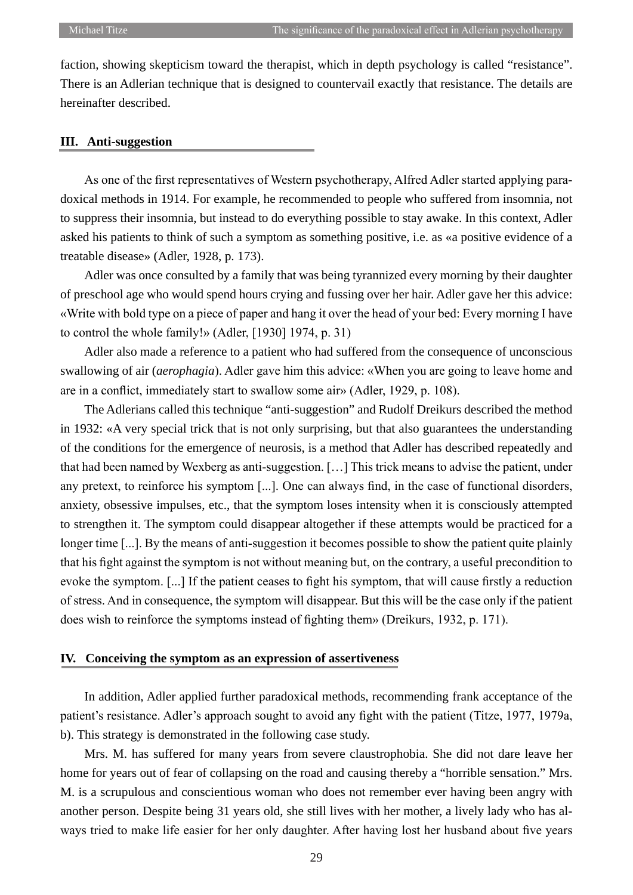faction, showing skepticism toward the therapist, which in depth psychology is called “resistance”. There is an Adlerian technique that is designed to countervail exactly that resistance. The details are hereinafter described.

## III. Anti-suggestion

As one of the first representatives of Western psychotherapy, Alfred Adler started applying paradoxical methods in 1914. For example, he recommended to people who suffered from insomnia, not to suppress their insomnia, but instead to do everything possible to stay awake. In this context, Adler asked his patients to think of such a symptom as something positive, i.e. as «a positive evidence of a treatable disease» (Adler, 1928, p. 173).

Adler was once consulted by a family that was being tyrannized every morning by their daughter of preschool age who would spend hours crying and fussing over her hair. Adler gave her this advice: «Write with bold type on a piece of paper and hang it over the head of your bed: Every morning I have to control the whole family!» (Adler, [1930] 1974, p. 31)

Adler also made a reference to a patient who had suffered from the consequence of unconscious swallowing of air (*aerophagia*). Adler gave him this advice: «When you are going to leave home and are in a conflict, immediately start to swallow some air» (Adler, 1929, p. 108).

The Adlerians called this technique “anti-suggestion” and Rudolf Dreikurs described the method in 1932: «A very special trick that is not only surprising, but that also guarantees the understanding of the conditions for the emergence of neurosis, is a method that Adler has described repeatedly and that had been named by Wexberg as anti-suggestion. […] This trick means to advise the patient, under any pretext, to reinforce his symptom [...]. One can always find, in the case of functional disorders, anxiety, obsessive impulses, etc., that the symptom loses intensity when it is consciously attempted to strengthen it. The symptom could disappear altogether if these attempts would be practiced for a longer time [...]. By the means of anti-suggestion it becomes possible to show the patient quite plainly that his fight against the symptom is not without meaning but, on the contrary, a useful precondition to evoke the symptom. [...] If the patient ceases to fight his symptom, that will cause firstly a reduction of stress. And in consequence, the symptom will disappear. But this will be the case only if the patient does wish to reinforce the symptoms instead of fighting them» (Dreikurs, 1932, p. 171).

## IV. Conceiving the symptom as an expression of assertiveness

In addition, Adler applied further paradoxical methods, recommending frank acceptance of the patient’s resistance. Adler’s approach sought to avoid any fight with the patient (Titze, 1977, 1979a, b). This strategy is demonstrated in the following case study.

Mrs. M. has suffered for many years from severe claustrophobia. She did not dare leave her home for years out of fear of collapsing on the road and causing thereby a “horrible sensation.” Mrs. M. is a scrupulous and conscientious woman who does not remember ever having been angry with another person. Despite being 31 years old, she still lives with her mother, a lively lady who has always tried to make life easier for her only daughter. After having lost her husband about five years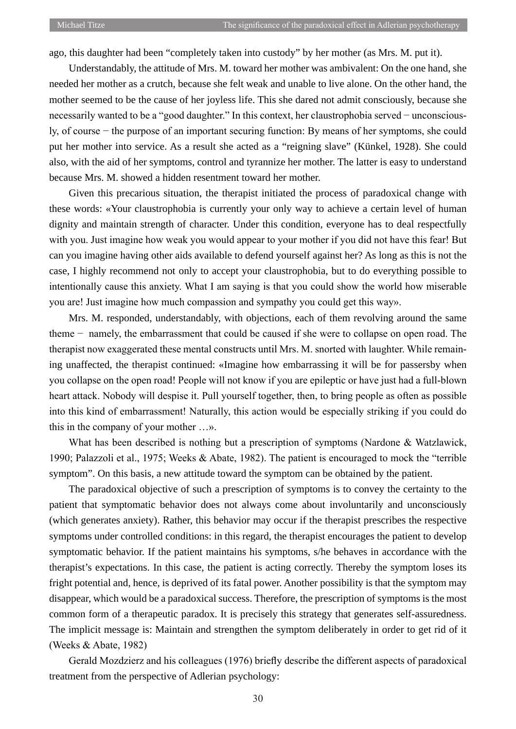ago, this daughter had been "completely taken into custody" by her mother (as Mrs. M. put it).

Understandably, the attitude of Mrs. M. toward her mother was ambivalent: On the one hand, she needed her mother as a crutch, because she felt weak and unable to live alone. On the other hand, the mother seemed to be the cause of her joyless life. This she dared not admit consciously, because she necessarily wanted to be a "good daughter." In this context, her claustrophobia served − unconsciously, of course − the purpose of an important securing function: By means of her symptoms, she could put her mother into service. As a result she acted as a "reigning slave" (Künkel, 1928). She could also, with the aid of her symptoms, control and tyrannize her mother. The latter is easy to understand because Mrs. M. showed a hidden resentment toward her mother.

Given this precarious situation, the therapist initiated the process of paradoxical change with these words: «Your claustrophobia is currently your only way to achieve a certain level of human dignity and maintain strength of character. Under this condition, everyone has to deal respectfully with you. Just imagine how weak you would appear to your mother if you did not have this fear! But can you imagine having other aids available to defend yourself against her? As long as this is not the case, I highly recommend not only to accept your claustrophobia, but to do everything possible to intentionally cause this anxiety. What I am saying is that you could show the world how miserable you are! Just imagine how much compassion and sympathy you could get this way».

Mrs. M. responded, understandably, with objections, each of them revolving around the same theme − namely, the embarrassment that could be caused if she were to collapse on open road. The therapist now exaggerated these mental constructs until Mrs. M. snorted with laughter. While remaining unaffected, the therapist continued: «Imagine how embarrassing it will be for passersby when you collapse on the open road! People will not know if you are epileptic or have just had a full-blown heart attack. Nobody will despise it. Pull yourself together, then, to bring people as often as possible into this kind of embarrassment! Naturally, this action would be especially striking if you could do this in the company of your mother …».

What has been described is nothing but a prescription of symptoms (Nardone & Watzlawick, 1990; Palazzoli et al., 1975; Weeks & Abate, 1982). The patient is encouraged to mock the "terrible symptom". On this basis, a new attitude toward the symptom can be obtained by the patient.

The paradoxical objective of such a prescription of symptoms is to convey the certainty to the patient that symptomatic behavior does not always come about involuntarily and unconsciously (which generates anxiety). Rather, this behavior may occur if the therapist prescribes the respective symptoms under controlled conditions: in this regard, the therapist encourages the patient to develop symptomatic behavior. If the patient maintains his symptoms, s/he behaves in accordance with the therapist's expectations. In this case, the patient is acting correctly. Thereby the symptom loses its fright potential and, hence, is deprived of its fatal power. Another possibility is that the symptom may disappear, which would be a paradoxical success. Therefore, the prescription of symptoms is the most common form of a therapeutic paradox. It is precisely this strategy that generates self-assuredness. The implicit message is: Maintain and strengthen the symptom deliberately in order to get rid of it (Weeks & Abate, 1982)

Gerald Mozdzierz and his colleagues (1976) briefly describe the different aspects of paradoxical treatment from the perspective of Adlerian psychology: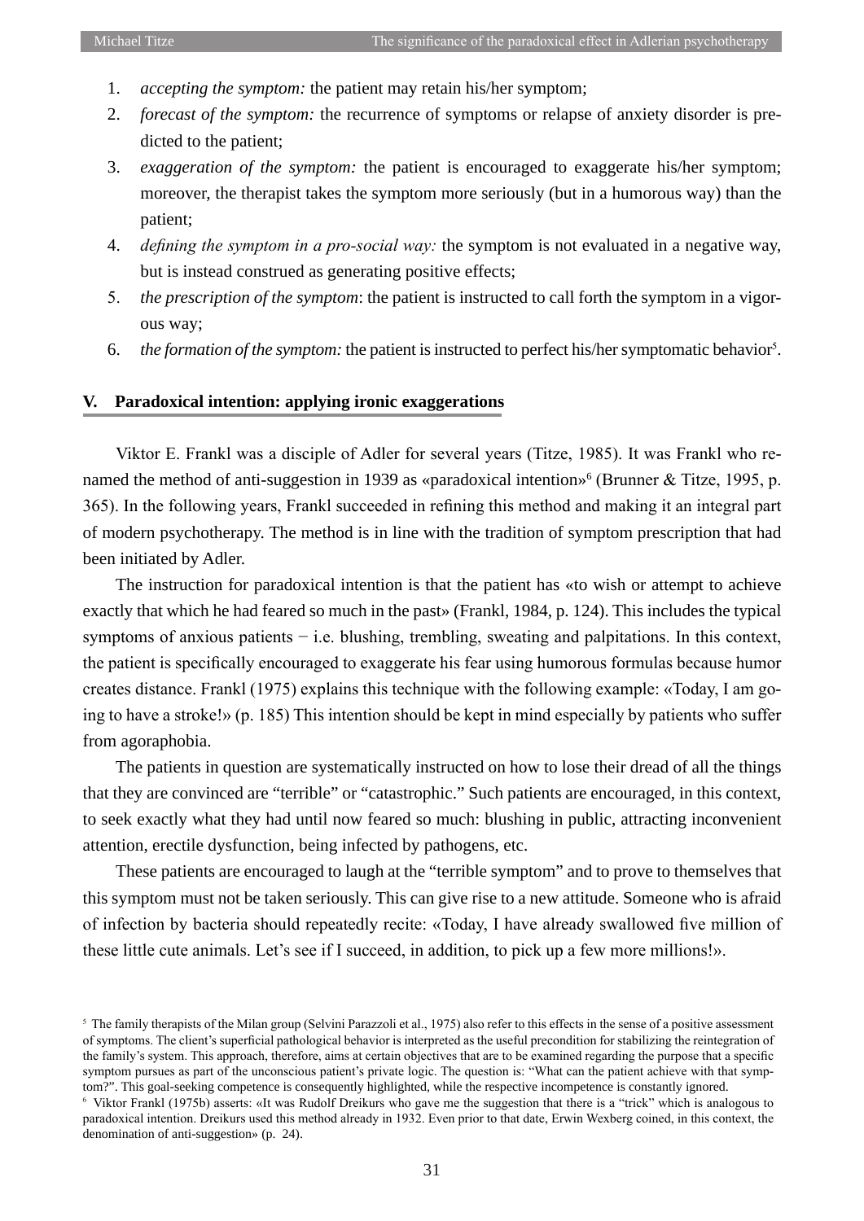1. *accepting the symptom:* the patient may retain his/her symptom;
2. *forecast of the symptom:* the recurrence of symptoms or relapse of anxiety disorder is predicted to the patient;
3. *exaggeration of the symptom:* the patient is encouraged to exaggerate his/her symptom; moreover, the therapist takes the symptom more seriously (but in a humorous way) than the patient;
4. *defining the symptom in a pro-social way:* the symptom is not evaluated in a negative way, but is instead construed as generating positive effects;
5. *the prescription of the symptom*: the patient is instructed to call forth the symptom in a vigorous way;
6. *the formation of the symptom:* the patient is instructed to perfect his/her symptomatic behavior[5].

## V. Paradoxical intention: applying ironic exaggerations

Viktor E. Frankl was a disciple of Adler for several years (Titze, 1985). It was Frankl who renamed the method of anti-suggestion in 1939 as «paradoxical intention»[6] (Brunner & Titze, 1995, p. 365). In the following years, Frankl succeeded in refining this method and making it an integral part of modern psychotherapy. The method is in line with the tradition of symptom prescription that had been initiated by Adler.

The instruction for paradoxical intention is that the patient has «to wish or attempt to achieve exactly that which he had feared so much in the past» (Frankl, 1984, p. 124). This includes the typical symptoms of anxious patients − i.e. blushing, trembling, sweating and palpitations. In this context, the patient is specifically encouraged to exaggerate his fear using humorous formulas because humor creates distance. Frankl (1975) explains this technique with the following example: «Today, I am going to have a stroke!» (p. 185) This intention should be kept in mind especially by patients who suffer from agoraphobia.

The patients in question are systematically instructed on how to lose their dread of all the things that they are convinced are "terrible" or "catastrophic." Such patients are encouraged, in this context, to seek exactly what they had until now feared so much: blushing in public, attracting inconvenient attention, erectile dysfunction, being infected by pathogens, etc.

These patients are encouraged to laugh at the "terrible symptom" and to prove to themselves that this symptom must not be taken seriously. This can give rise to a new attitude. Someone who is afraid of infection by bacteria should repeatedly recite: «Today, I have already swallowed five million of these little cute animals. Let's see if I succeed, in addition, to pick up a few more millions!».

---

[5] The family therapists of the Milan group (Selvini Parazzoli et al., 1975) also refer to this effects in the sense of a positive assessment of symptoms. The client's superficial pathological behavior is interpreted as the useful precondition for stabilizing the reintegration of the family's system. This approach, therefore, aims at certain objectives that are to be examined regarding the purpose that a specific symptom pursues as part of the unconscious patient's private logic. The question is: "What can the patient achieve with that symptom?". This goal-seeking competence is consequently highlighted, while the respective incompetence is constantly ignored.

[6] Viktor Frankl (1975b) asserts: «It was Rudolf Dreikurs who gave me the suggestion that there is a "trick" which is analogous to paradoxical intention. Dreikurs used this method already in 1932. Even prior to that date, Erwin Wexberg coined, in this context, the denomination of anti-suggestion» (p. 24).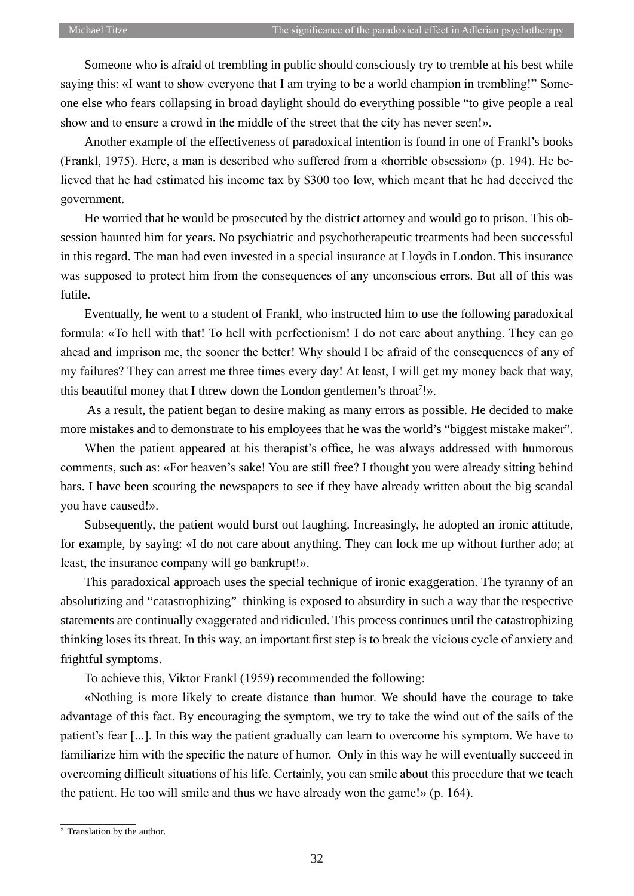Someone who is afraid of trembling in public should consciously try to tremble at his best while saying this: «I want to show everyone that I am trying to be a world champion in trembling!" Someone else who fears collapsing in broad daylight should do everything possible "to give people a real show and to ensure a crowd in the middle of the street that the city has never seen!».

Another example of the effectiveness of paradoxical intention is found in one of Frankl's books (Frankl, 1975). Here, a man is described who suffered from a «horrible obsession» (p. 194). He believed that he had estimated his income tax by $300 too low, which meant that he had deceived the government.

He worried that he would be prosecuted by the district attorney and would go to prison. This obsession haunted him for years. No psychiatric and psychotherapeutic treatments had been successful in this regard. The man had even invested in a special insurance at Lloyds in London. This insurance was supposed to protect him from the consequences of any unconscious errors. But all of this was futile.

Eventually, he went to a student of Frankl, who instructed him to use the following paradoxical formula: «To hell with that! To hell with perfectionism! I do not care about anything. They can go ahead and imprison me, the sooner the better! Why should I be afraid of the consequences of any of my failures? They can arrest me three times every day! At least, I will get my money back that way, this beautiful money that I threw down the London gentlemen's throat[7]!».

As a result, the patient began to desire making as many errors as possible. He decided to make more mistakes and to demonstrate to his employees that he was the world's "biggest mistake maker".

When the patient appeared at his therapist's office, he was always addressed with humorous comments, such as: «For heaven's sake! You are still free? I thought you were already sitting behind bars. I have been scouring the newspapers to see if they have already written about the big scandal you have caused!».

Subsequently, the patient would burst out laughing. Increasingly, he adopted an ironic attitude, for example, by saying: «I do not care about anything. They can lock me up without further ado; at least, the insurance company will go bankrupt!».

This paradoxical approach uses the special technique of ironic exaggeration. The tyranny of an absolutizing and "catastrophizing" thinking is exposed to absurdity in such a way that the respective statements are continually exaggerated and ridiculed. This process continues until the catastrophizing thinking loses its threat. In this way, an important first step is to break the vicious cycle of anxiety and frightful symptoms.

To achieve this, Viktor Frankl (1959) recommended the following:

«Nothing is more likely to create distance than humor. We should have the courage to take advantage of this fact. By encouraging the symptom, we try to take the wind out of the sails of the patient's fear [...]. In this way the patient gradually can learn to overcome his symptom. We have to familiarize him with the specific the nature of humor. Only in this way he will eventually succeed in overcoming difficult situations of his life. Certainly, you can smile about this procedure that we teach the patient. He too will smile and thus we have already won the game!» (p. 164).

---

[7] Translation by the author.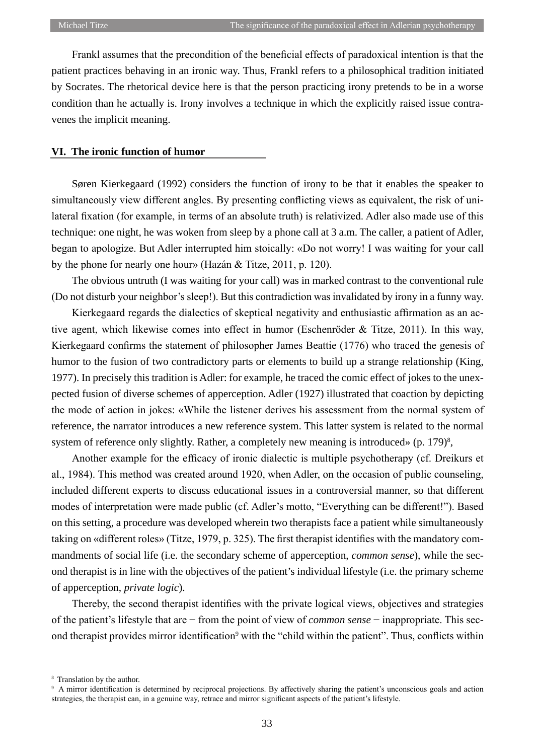Frankl assumes that the precondition of the beneficial effects of paradoxical intention is that the patient practices behaving in an ironic way. Thus, Frankl refers to a philosophical tradition initiated by Socrates. The rhetorical device here is that the person practicing irony pretends to be in a worse condition than he actually is. Irony involves a technique in which the explicitly raised issue contravenes the implicit meaning.

## VI. The ironic function of humor

Søren Kierkegaard (1992) considers the function of irony to be that it enables the speaker to simultaneously view different angles. By presenting conflicting views as equivalent, the risk of unilateral fixation (for example, in terms of an absolute truth) is relativized. Adler also made use of this technique: one night, he was woken from sleep by a phone call at 3 a.m. The caller, a patient of Adler, began to apologize. But Adler interrupted him stoically: «Do not worry! I was waiting for your call by the phone for nearly one hour» (Hazán & Titze, 2011, p. 120).

The obvious untruth (I was waiting for your call) was in marked contrast to the conventional rule (Do not disturb your neighbor's sleep!). But this contradiction was invalidated by irony in a funny way.

Kierkegaard regards the dialectics of skeptical negativity and enthusiastic affirmation as an active agent, which likewise comes into effect in humor (Eschenröder & Titze, 2011). In this way, Kierkegaard confirms the statement of philosopher James Beattie (1776) who traced the genesis of humor to the fusion of two contradictory parts or elements to build up a strange relationship (King, 1977). In precisely this tradition is Adler: for example, he traced the comic effect of jokes to the unexpected fusion of diverse schemes of apperception. Adler (1927) illustrated that coaction by depicting the mode of action in jokes: «While the listener derives his assessment from the normal system of reference, the narrator introduces a new reference system. This latter system is related to the normal system of reference only slightly. Rather, a completely new meaning is introduced» (p. 179)[8],

Another example for the efficacy of ironic dialectic is multiple psychotherapy (cf. Dreikurs et al., 1984). This method was created around 1920, when Adler, on the occasion of public counseling, included different experts to discuss educational issues in a controversial manner, so that different modes of interpretation were made public (cf. Adler's motto, "Everything can be different!"). Based on this setting, a procedure was developed wherein two therapists face a patient while simultaneously taking on «different roles» (Titze, 1979, p. 325). The first therapist identifies with the mandatory commandments of social life (i.e. the secondary scheme of apperception, *common sense*), while the second therapist is in line with the objectives of the patient's individual lifestyle (i.e. the primary scheme of apperception, *private logic*).

Thereby, the second therapist identifies with the private logical views, objectives and strategies of the patient's lifestyle that are − from the point of view of *common sense* − inappropriate. This second therapist provides mirror identification[9] with the "child within the patient". Thus, conflicts within

[8] Translation by the author.

[9] A mirror identification is determined by reciprocal projections. By affectively sharing the patient's unconscious goals and action strategies, the therapist can, in a genuine way, retrace and mirror significant aspects of the patient's lifestyle.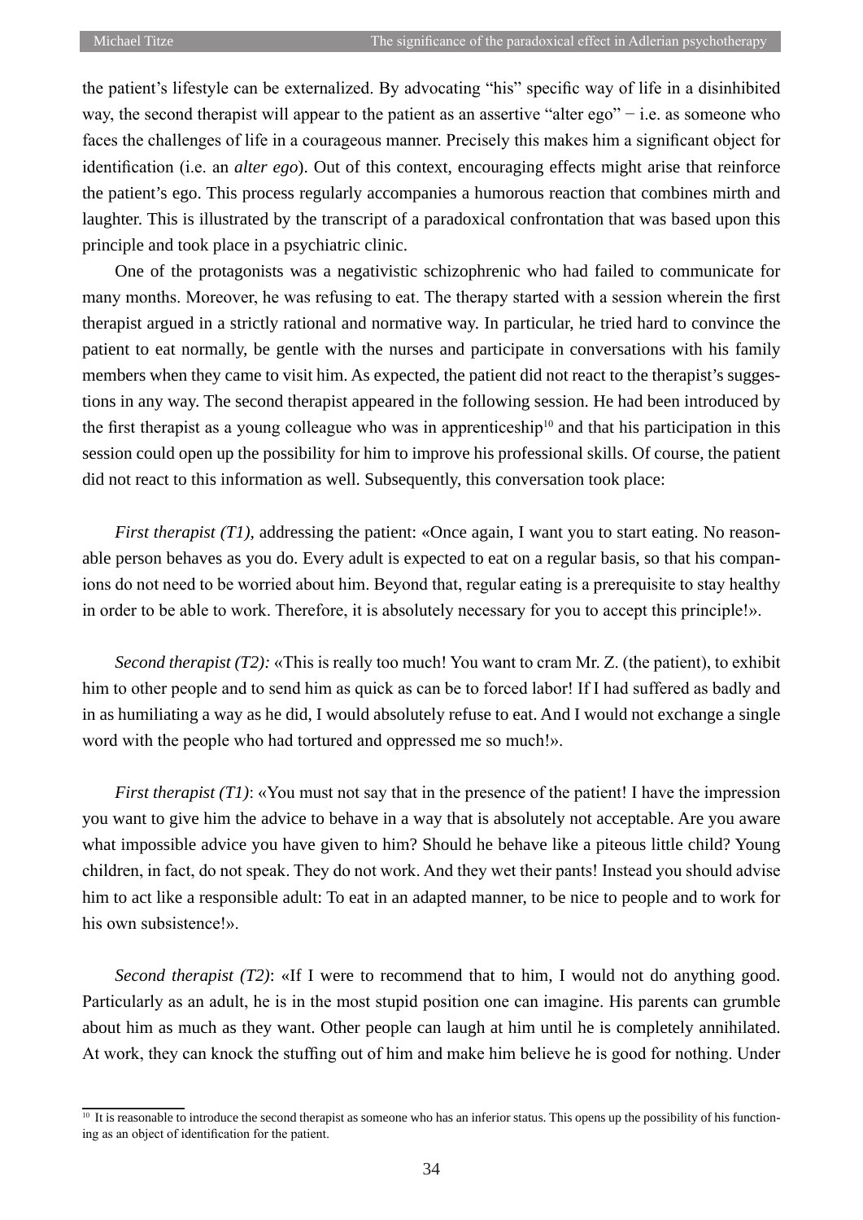the patient's lifestyle can be externalized. By advocating "his" specific way of life in a disinhibited way, the second therapist will appear to the patient as an assertive "alter ego" − i.e. as someone who faces the challenges of life in a courageous manner. Precisely this makes him a significant object for identification (i.e. an *alter ego*). Out of this context, encouraging effects might arise that reinforce the patient's ego. This process regularly accompanies a humorous reaction that combines mirth and laughter. This is illustrated by the transcript of a paradoxical confrontation that was based upon this principle and took place in a psychiatric clinic.

One of the protagonists was a negativistic schizophrenic who had failed to communicate for many months. Moreover, he was refusing to eat. The therapy started with a session wherein the first therapist argued in a strictly rational and normative way. In particular, he tried hard to convince the patient to eat normally, be gentle with the nurses and participate in conversations with his family members when they came to visit him. As expected, the patient did not react to the therapist's suggestions in any way. The second therapist appeared in the following session. He had been introduced by the first therapist as a young colleague who was in apprenticeship[10] and that his participation in this session could open up the possibility for him to improve his professional skills. Of course, the patient did not react to this information as well. Subsequently, this conversation took place:

*First therapist (T1),* addressing the patient: «Once again, I want you to start eating. No reasonable person behaves as you do. Every adult is expected to eat on a regular basis, so that his companions do not need to be worried about him. Beyond that, regular eating is a prerequisite to stay healthy in order to be able to work. Therefore, it is absolutely necessary for you to accept this principle!».

*Second therapist (T2):* «This is really too much! You want to cram Mr. Z. (the patient), to exhibit him to other people and to send him as quick as can be to forced labor! If I had suffered as badly and in as humiliating a way as he did, I would absolutely refuse to eat. And I would not exchange a single word with the people who had tortured and oppressed me so much!».

*First therapist (T1)*: «You must not say that in the presence of the patient! I have the impression you want to give him the advice to behave in a way that is absolutely not acceptable. Are you aware what impossible advice you have given to him? Should he behave like a piteous little child? Young children, in fact, do not speak. They do not work. And they wet their pants! Instead you should advise him to act like a responsible adult: To eat in an adapted manner, to be nice to people and to work for his own subsistence!».

*Second therapist (T2)*: «If I were to recommend that to him, I would not do anything good. Particularly as an adult, he is in the most stupid position one can imagine. His parents can grumble about him as much as they want. Other people can laugh at him until he is completely annihilated. At work, they can knock the stuffing out of him and make him believe he is good for nothing. Under

---

[10] It is reasonable to introduce the second therapist as someone who has an inferior status. This opens up the possibility of his functioning as an object of identification for the patient.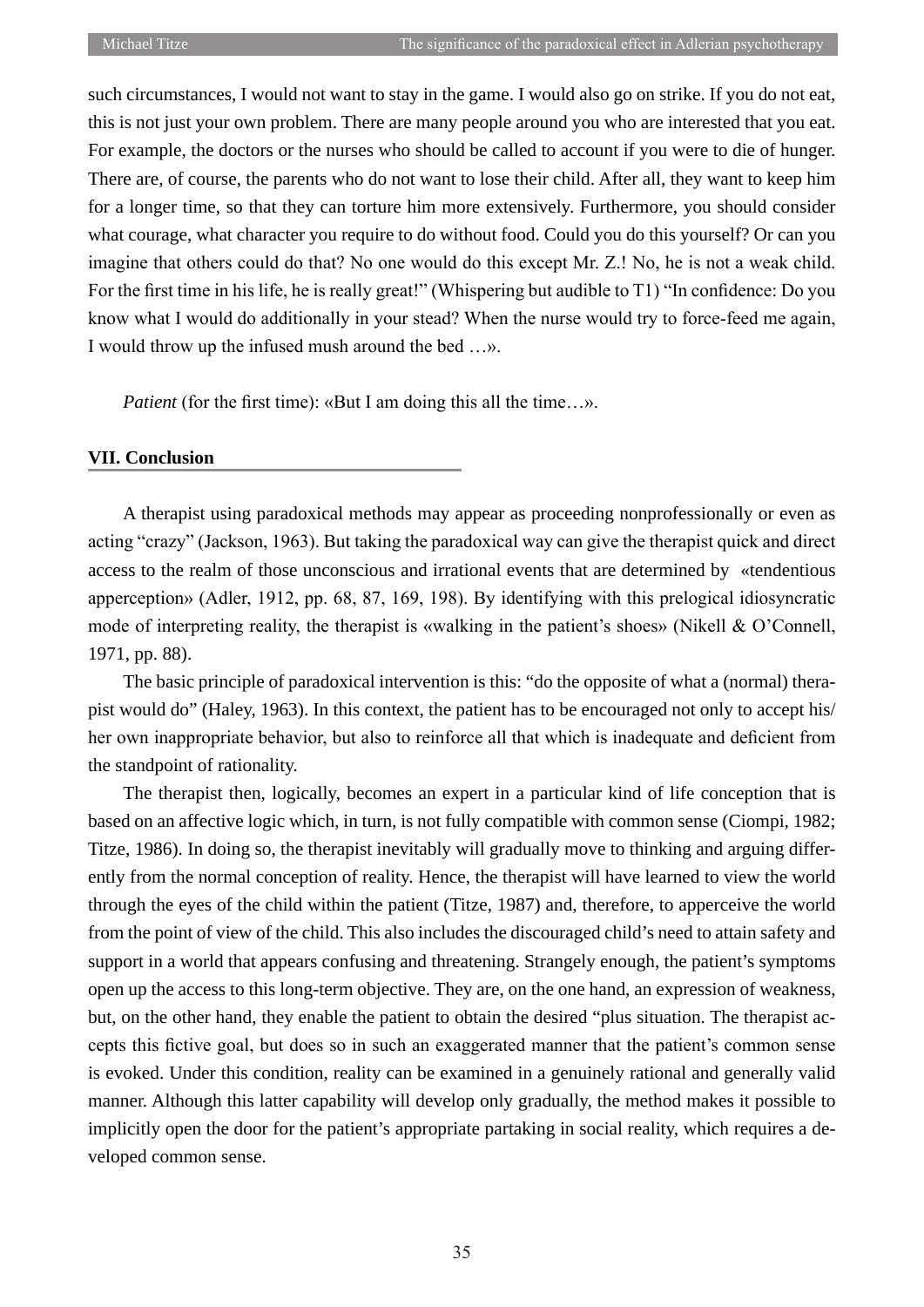such circumstances, I would not want to stay in the game. I would also go on strike. If you do not eat, this is not just your own problem. There are many people around you who are interested that you eat. For example, the doctors or the nurses who should be called to account if you were to die of hunger. There are, of course, the parents who do not want to lose their child. After all, they want to keep him for a longer time, so that they can torture him more extensively. Furthermore, you should consider what courage, what character you require to do without food. Could you do this yourself? Or can you imagine that others could do that? No one would do this except Mr. Z.! No, he is not a weak child. For the first time in his life, he is really great!" (Whispering but audible to T1) "In confidence: Do you know what I would do additionally in your stead? When the nurse would try to force-feed me again, I would throw up the infused mush around the bed …».

*Patient* (for the first time): «But I am doing this all the time…».

## VII. Conclusion

A therapist using paradoxical methods may appear as proceeding nonprofessionally or even as acting "crazy" (Jackson, 1963). But taking the paradoxical way can give the therapist quick and direct access to the realm of those unconscious and irrational events that are determined by «tendentious apperception» (Adler, 1912, pp. 68, 87, 169, 198). By identifying with this prelogical idiosyncratic mode of interpreting reality, the therapist is «walking in the patient's shoes» (Nikell & O'Connell, 1971, pp. 88).

The basic principle of paradoxical intervention is this: "do the opposite of what a (normal) therapist would do" (Haley, 1963). In this context, the patient has to be encouraged not only to accept his/her own inappropriate behavior, but also to reinforce all that which is inadequate and deficient from the standpoint of rationality.

The therapist then, logically, becomes an expert in a particular kind of life conception that is based on an affective logic which, in turn, is not fully compatible with common sense (Ciompi, 1982; Titze, 1986). In doing so, the therapist inevitably will gradually move to thinking and arguing differently from the normal conception of reality. Hence, the therapist will have learned to view the world through the eyes of the child within the patient (Titze, 1987) and, therefore, to apperceive the world from the point of view of the child. This also includes the discouraged child's need to attain safety and support in a world that appears confusing and threatening. Strangely enough, the patient's symptoms open up the access to this long-term objective. They are, on the one hand, an expression of weakness, but, on the other hand, they enable the patient to obtain the desired "plus situation. The therapist accepts this fictive goal, but does so in such an exaggerated manner that the patient's common sense is evoked. Under this condition, reality can be examined in a genuinely rational and generally valid manner. Although this latter capability will develop only gradually, the method makes it possible to implicitly open the door for the patient's appropriate partaking in social reality, which requires a developed common sense.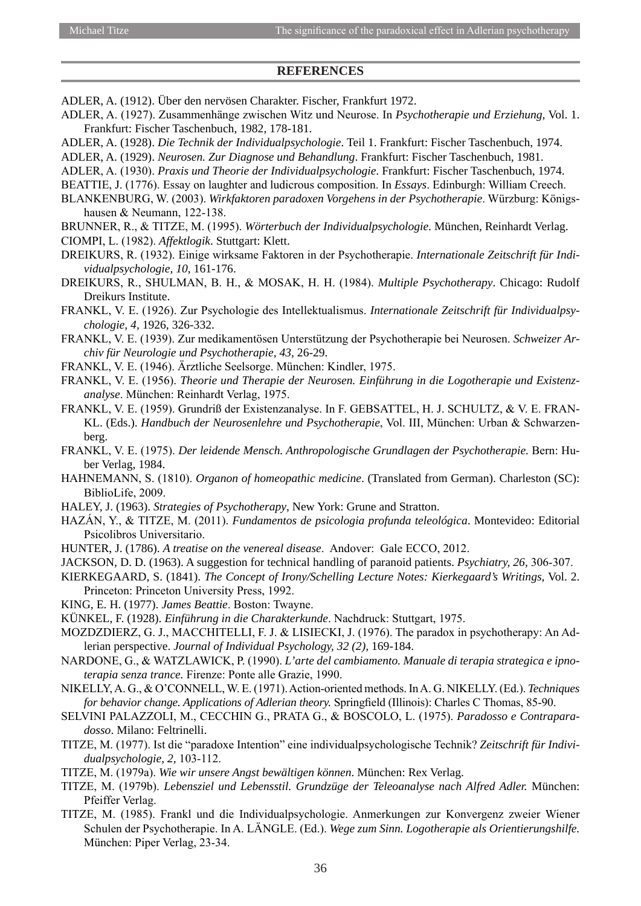## REFERENCES

ADLER, A. (1912). Über den nervösen Charakter. Fischer, Frankfurt 1972.

ADLER, A. (1927). Zusammenhänge zwischen Witz und Neurose. In *Psychotherapie und Erziehung*, Vol. 1. Frankfurt: Fischer Taschenbuch, 1982, 178-181.

ADLER, A. (1928). *Die Technik der Individualpsychologie*. Teil 1. Frankfurt: Fischer Taschenbuch, 1974.

ADLER, A. (1929). *Neurosen. Zur Diagnose und Behandlung*. Frankfurt: Fischer Taschenbuch, 1981.

ADLER, A. (1930). *Praxis und Theorie der Individualpsychologie*. Frankfurt: Fischer Taschenbuch, 1974.

BEATTIE, J. (1776). Essay on laughter and ludicrous composition. In *Essays*. Edinburgh: William Creech.

BLANKENBURG, W. (2003). *Wirkfaktoren paradoxen Vorgehens in der Psychotherapie*. Würzburg: Königshausen & Neumann, 122-138.

BRUNNER, R., & TITZE, M. (1995). *Wörterbuch der Individualpsychologie*. München, Reinhardt Verlag.

CIOMPI, L. (1982). *Affektlogik*. Stuttgart: Klett.

DREIKURS, R. (1932). Einige wirksame Faktoren in der Psychotherapie. *Internationale Zeitschrift für Individualpsychologie, 10*, 161-176.

DREIKURS, R., SHULMAN, B. H., & MOSAK, H. H. (1984). *Multiple Psychotherapy*. Chicago: Rudolf Dreikurs Institute.

FRANKL, V. E. (1926). Zur Psychologie des Intellektualismus. *Internationale Zeitschrift für Individualpsychologie, 4*, 1926, 326-332.

FRANKL, V. E. (1939). Zur medikamentösen Unterstützung der Psychotherapie bei Neurosen. *Schweizer Archiv für Neurologie und Psychotherapie, 43*, 26-29.

FRANKL, V. E. (1946). Ärztliche Seelsorge. München: Kindler, 1975.

FRANKL, V. E. (1956). *Theorie und Therapie der Neurosen. Einführung in die Logotherapie und Existenzanalyse*. München: Reinhardt Verlag, 1975.

FRANKL, V. E. (1959). Grundriß der Existenzanalyse. In F. GEBSATTEL, H. J. SCHULTZ, & V. E. FRANKL. (Eds.). *Handbuch der Neurosenlehre und Psychotherapie*, Vol. III, München: Urban & Schwarzenberg.

FRANKL, V. E. (1975). *Der leidende Mensch. Anthropologische Grundlagen der Psychotherapie.* Bern: Huber Verlag, 1984.

HAHNEMANN, S. (1810). *Organon of homeopathic medicine*. (Translated from German). Charleston (SC): BiblioLife, 2009.

HALEY, J. (1963). *Strategies of Psychotherapy*, New York: Grune and Stratton.

HAZÁN, Y., & TITZE, M. (2011). *Fundamentos de psicologia profunda teleológica*. Montevideo: Editorial Psicolibros Universitario.

HUNTER, J. (1786). *A treatise on the venereal disease*. Andover: Gale ECCO, 2012.

JACKSON, D. D. (1963). A suggestion for technical handling of paranoid patients. *Psychiatry, 26*, 306-307.

KIERKEGAARD, S. (1841). *The Concept of Irony/Schelling Lecture Notes: Kierkegaard's Writings*, Vol. 2. Princeton: Princeton University Press, 1992.

KING, E. H. (1977). *James Beattie*. Boston: Twayne.

KÜNKEL, F. (1928). *Einführung in die Charakterkunde*. Nachdruck: Stuttgart, 1975.

MOZDZDIERZ, G. J., MACCHITELLI, F. J. & LISIECKI, J. (1976). The paradox in psychotherapy: An Adlerian perspective. *Journal of Individual Psychology, 32 (2)*, 169-184.

NARDONE, G., & WATZLAWICK, P. (1990). *L'arte del cambiamento. Manuale di terapia strategica e ipnoterapia senza trance.* Firenze: Ponte alle Grazie, 1990.

NIKELLY, A. G., & O'CONNELL, W. E. (1971). Action-oriented methods. In A. G. NIKELLY. (Ed.). *Techniques for behavior change. Applications of Adlerian theory.* Springfield (Illinois): Charles C Thomas, 85-90.

SELVINI PALAZZOLI, M., CECCHIN G., PRATA G., & BOSCOLO, L. (1975). *Paradosso e Contraparadosso*. Milano: Feltrinelli.

TITZE, M. (1977). Ist die "paradoxe Intention" eine individualpsychologische Technik? *Zeitschrift für Individualpsychologie, 2*, 103-112.

TITZE, M. (1979a). *Wie wir unsere Angst bewältigen können*. München: Rex Verlag.

TITZE, M. (1979b). *Lebensziel und Lebensstil. Grundzüge der Teleoanalyse nach Alfred Adler.* München: Pfeiffer Verlag.

TITZE, M. (1985). Frankl und die Individualpsychologie. Anmerkungen zur Konvergenz zweier Wiener Schulen der Psychotherapie. In A. LÄNGLE. (Ed.). *Wege zum Sinn. Logotherapie als Orientierungshilfe.* München: Piper Verlag, 23-34.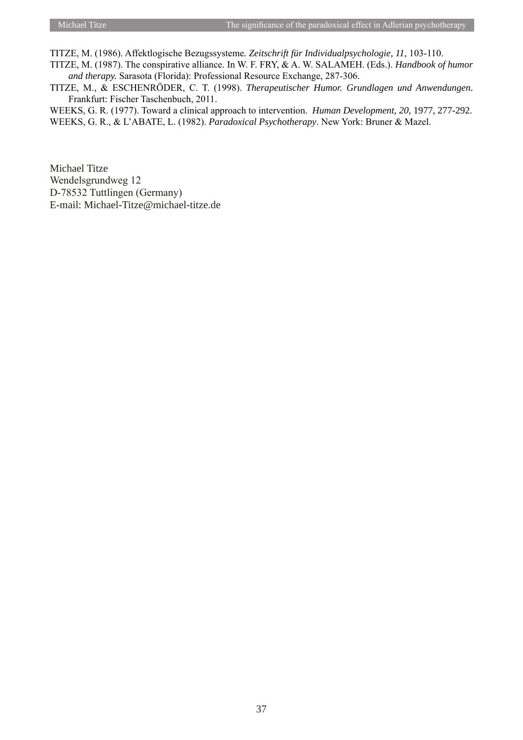TITZE, M. (1986). Affektlogische Bezugssysteme. *Zeitschrift für Individualpsychologie, 11,* 103-110.

TITZE, M. (1987). The conspirative alliance. In W. F. FRY, & A. W. SALAMEH. (Eds.). *Handbook of humor and therapy.* Sarasota (Florida): Professional Resource Exchange, 287-306.

TITZE, M., & ESCHENRÖDER, C. T. (1998). *Therapeutischer Humor. Grundlagen und Anwendungen*. Frankfurt: Fischer Taschenbuch, 2011.

WEEKS, G. R. (1977). Toward a clinical approach to intervention. *Human Development, 20*, 1977, 277-292.

WEEKS, G. R., & L'ABATE, L. (1982). *Paradoxical Psychotherapy*. New York: Bruner & Mazel.

Michael Titze
Wendelsgrundweg 12
D-78532 Tuttlingen (Germany)
E-mail: Michael-Titze@michael-titze.de